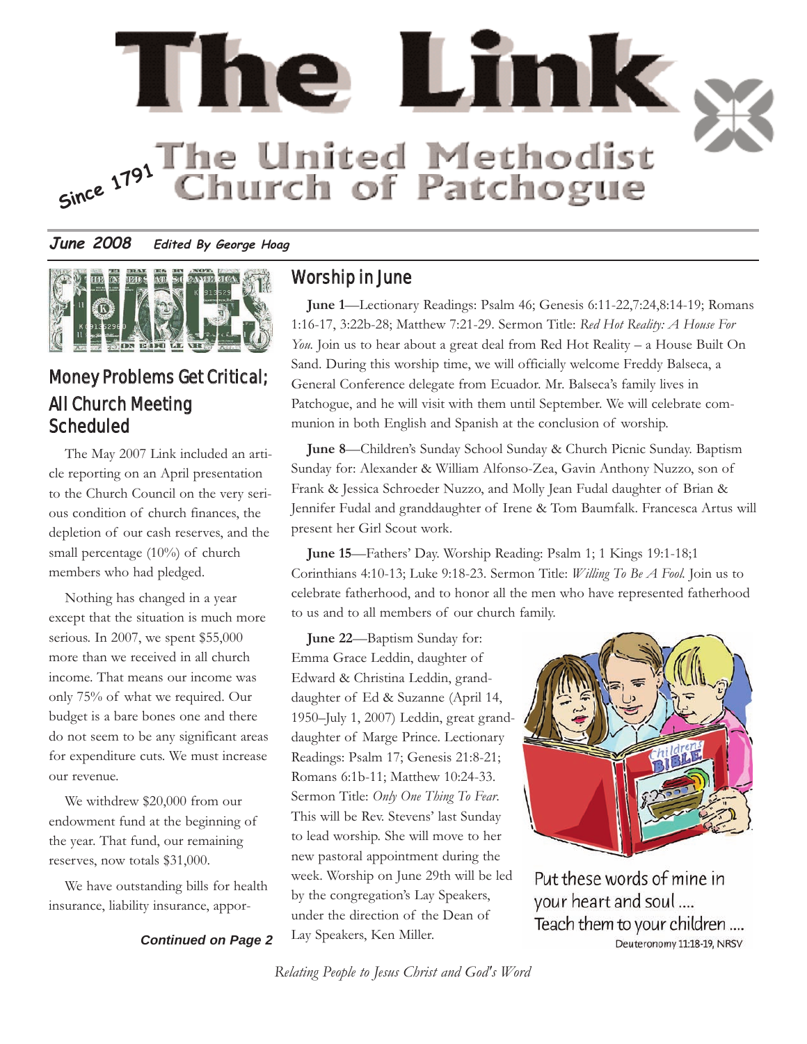# The Link

## The United Methodist Church of Patchogue

Since 1791

**June 2008** *Edited By George Hoag*

## Money Problems Get Critical; All Church Meeting Scheduled

The May 2007 Link included an article reporting on an April presentation to the Church Council on the very serious condition of church finances, the depletion of our cash reserves, and the small percentage (10%) of church members who had pledged.

Nothing has changed in a year except that the situation is much more serious. In 2007, we spent $55,000 more than we received in all church income. That means our income was only 75% of what we required. Our budget is a bare bones one and there do not seem to be any significant areas for expenditure cuts. We must increase our revenue.

We withdrew $20,000 from our endowment fund at the beginning of the year. That fund, our remaining reserves, now totals $31,000.

We have outstanding bills for health insurance, liability insurance, appor-

***Continued on Page 2***

## Worship in June

**June 1**—Lectionary Readings: Psalm 46; Genesis 6:11-22,7:24,8:14-19; Romans 1:16-17, 3:22b-28; Matthew 7:21-29. Sermon Title: *Red Hot Reality: A House For You.* Join us to hear about a great deal from Red Hot Reality – a House Built On Sand. During this worship time, we will officially welcome Freddy Balseca, a General Conference delegate from Ecuador. Mr. Balseca's family lives in Patchogue, and he will visit with them until September. We will celebrate communion in both English and Spanish at the conclusion of worship.

**June 8**—Children's Sunday School Sunday & Church Picnic Sunday. Baptism Sunday for: Alexander & William Alfonso-Zea, Gavin Anthony Nuzzo, son of Frank & Jessica Schroeder Nuzzo, and Molly Jean Fudal daughter of Brian & Jennifer Fudal and granddaughter of Irene & Tom Baumfalk. Francesca Artus will present her Girl Scout work.

**June 15**—Fathers' Day. Worship Reading: Psalm 1; 1 Kings 19:1-18;1 Corinthians 4:10-13; Luke 9:18-23. Sermon Title: *Willing To Be A Fool.* Join us to celebrate fatherhood, and to honor all the men who have represented fatherhood to us and to all members of our church family.

**June 22**—Baptism Sunday for: Emma Grace Leddin, daughter of Edward & Christina Leddin, granddaughter of Ed & Suzanne (April 14, 1950–July 1, 2007) Leddin, great granddaughter of Marge Prince. Lectionary Readings: Psalm 17; Genesis 21:8-21; Romans 6:1b-11; Matthew 10:24-33. Sermon Title: *Only One Thing To Fear.* This will be Rev. Stevens' last Sunday to lead worship. She will move to her new pastoral appointment during the week. Worship on June 29th will be led by the congregation's Lay Speakers, under the direction of the Dean of Lay Speakers, Ken Miller.

Put these words of mine in your heart and soul .... Teach them to your children ....
Deuteronomy 11:18-19, NRSV

*Relating People to Jesus Christ and God's Word*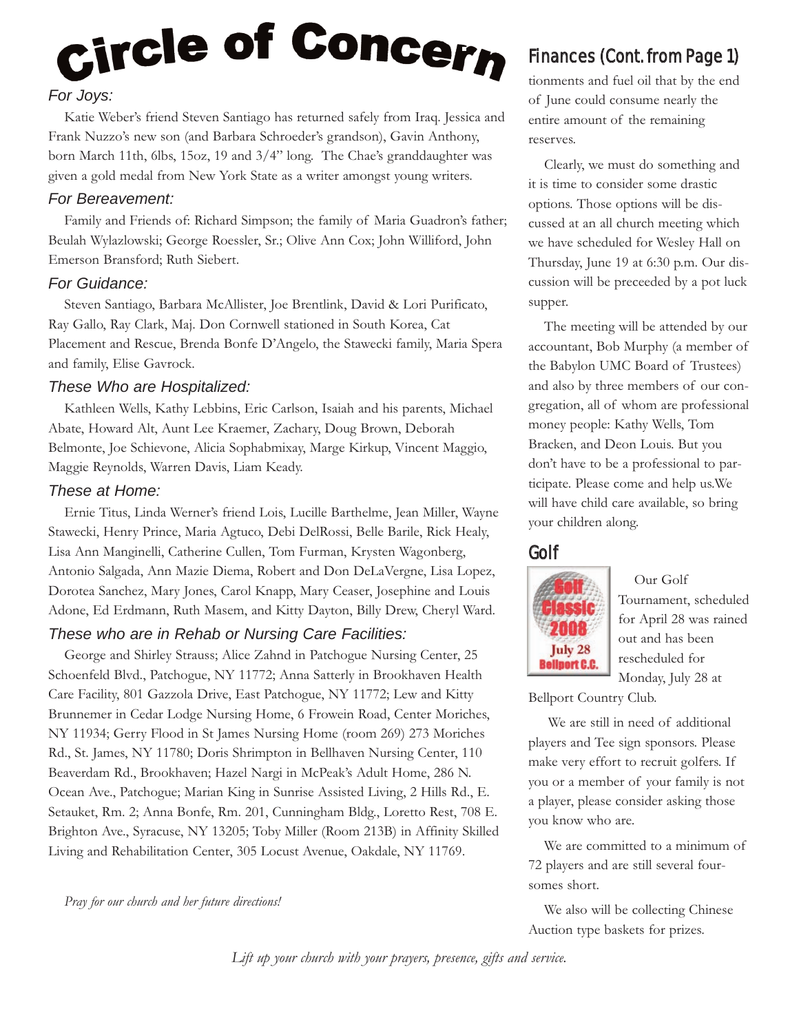# Circle of Concern

### *For Joys:*

Katie Weber's friend Steven Santiago has returned safely from Iraq. Jessica and Frank Nuzzo's new son (and Barbara Schroeder's grandson), Gavin Anthony, born March 11th, 6lbs, 15oz, 19 and 3/4" long. The Chae's granddaughter was given a gold medal from New York State as a writer amongst young writers.

### *For Bereavement:*

Family and Friends of: Richard Simpson; the family of Maria Guadron's father; Beulah Wylazlowski; George Roessler, Sr.; Olive Ann Cox; John Williford, John Emerson Bransford; Ruth Siebert.

### *For Guidance:*

Steven Santiago, Barbara McAllister, Joe Brentlink, David & Lori Purificato, Ray Gallo, Ray Clark, Maj. Don Cornwell stationed in South Korea, Cat Placement and Rescue, Brenda Bonfe D'Angelo, the Stawecki family, Maria Spera and family, Elise Gavrock.

### *These Who are Hospitalized:*

Kathleen Wells, Kathy Lebbins, Eric Carlson, Isaiah and his parents, Michael Abate, Howard Alt, Aunt Lee Kraemer, Zachary, Doug Brown, Deborah Belmonte, Joe Schievone, Alicia Sophabmixay, Marge Kirkup, Vincent Maggio, Maggie Reynolds, Warren Davis, Liam Keady.

### *These at Home:*

Ernie Titus, Linda Werner's friend Lois, Lucille Barthelme, Jean Miller, Wayne Stawecki, Henry Prince, Maria Agtuco, Debi DelRossi, Belle Barile, Rick Healy, Lisa Ann Manginelli, Catherine Cullen, Tom Furman, Krysten Wagonberg, Antonio Salgada, Ann Mazie Diema, Robert and Don DeLaVergne, Lisa Lopez, Dorotea Sanchez, Mary Jones, Carol Knapp, Mary Ceaser, Josephine and Louis Adone, Ed Erdmann, Ruth Masem, and Kitty Dayton, Billy Drew, Cheryl Ward.

### *These who are in Rehab or Nursing Care Facilities:*

George and Shirley Strauss; Alice Zahnd in Patchogue Nursing Center, 25 Schoenfeld Blvd., Patchogue, NY 11772; Anna Satterly in Brookhaven Health Care Facility, 801 Gazzola Drive, East Patchogue, NY 11772; Lew and Kitty Brunnemer in Cedar Lodge Nursing Home, 6 Frowein Road, Center Moriches, NY 11934; Gerry Flood in St James Nursing Home (room 269) 273 Moriches Rd., St. James, NY 11780; Doris Shrimpton in Bellhaven Nursing Center, 110 Beaverdam Rd., Brookhaven; Hazel Nargi in McPeak's Adult Home, 286 N. Ocean Ave., Patchogue; Marian King in Sunrise Assisted Living, 2 Hills Rd., E. Setauket, Rm. 2; Anna Bonfe, Rm. 201, Cunningham Bldg., Loretto Rest, 708 E. Brighton Ave., Syracuse, NY 13205; Toby Miller (Room 213B) in Affinity Skilled Living and Rehabilitation Center, 305 Locust Avenue, Oakdale, NY 11769.

*Pray for our church and her future directions!*

## Finances (Cont. from Page 1)

tionments and fuel oil that by the end of June could consume nearly the entire amount of the remaining reserves.

Clearly, we must do something and it is time to consider some drastic options. Those options will be discussed at an all church meeting which we have scheduled for Wesley Hall on Thursday, June 19 at 6:30 p.m. Our discussion will be preceeded by a pot luck supper.

The meeting will be attended by our accountant, Bob Murphy (a member of the Babylon UMC Board of Trustees) and also by three members of our congregation, all of whom are professional money people: Kathy Wells, Tom Bracken, and Deon Louis. But you don't have to be a professional to participate. Please come and help us.We will have child care available, so bring your children along.

## Golf

Golf Classic 2008 July 28 Bellport C.C.

Our Golf Tournament, scheduled for April 28 was rained out and has been rescheduled for Monday, July 28 at Bellport Country Club.

We are still in need of additional players and Tee sign sponsors. Please make very effort to recruit golfers. If you or a member of your family is not a player, please consider asking those you know who are.

We are committed to a minimum of 72 players and are still several foursomes short.

We also will be collecting Chinese Auction type baskets for prizes.

*Lift up your church with your prayers, presence, gifts and service.*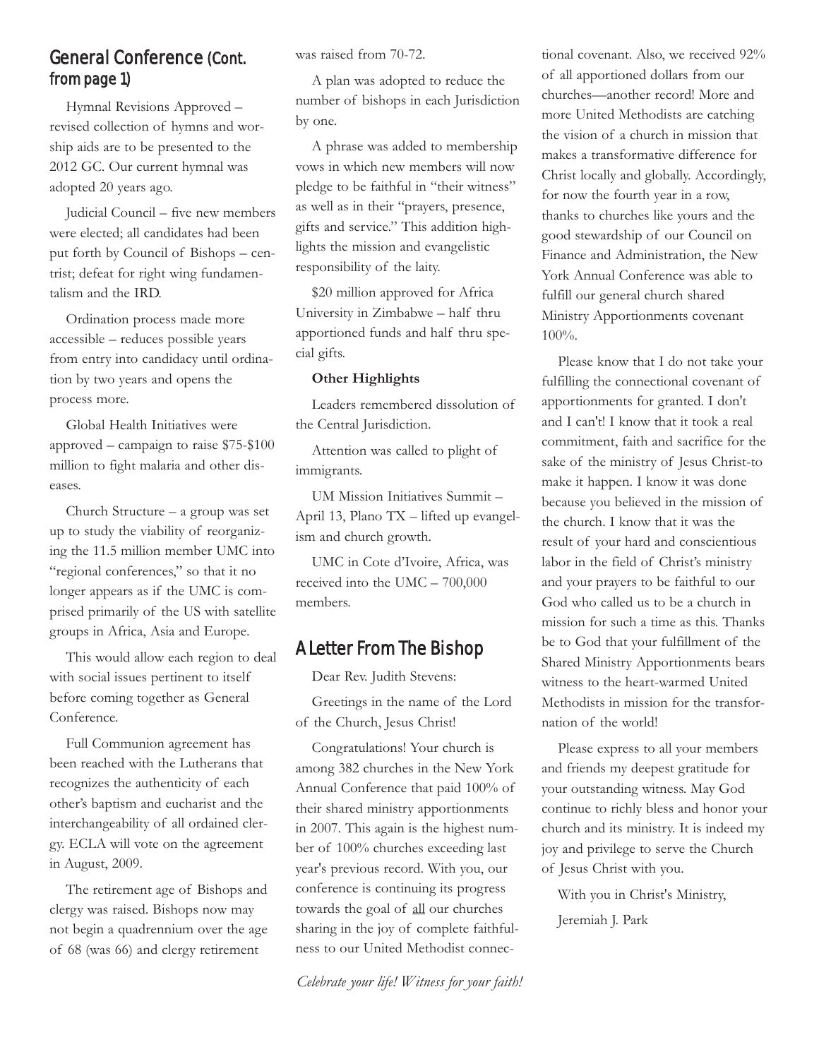## General Conference (Cont. from page 1)

Hymnal Revisions Approved – revised collection of hymns and worship aids are to be presented to the 2012 GC. Our current hymnal was adopted 20 years ago.

Judicial Council – five new members were elected; all candidates had been put forth by Council of Bishops – centrist; defeat for right wing fundamentalism and the IRD.

Ordination process made more accessible – reduces possible years from entry into candidacy until ordination by two years and opens the process more.

Global Health Initiatives were approved – campaign to raise $75-$100 million to fight malaria and other diseases.

Church Structure – a group was set up to study the viability of reorganizing the 11.5 million member UMC into "regional conferences," so that it no longer appears as if the UMC is comprised primarily of the US with satellite groups in Africa, Asia and Europe.

This would allow each region to deal with social issues pertinent to itself before coming together as General Conference.

Full Communion agreement has been reached with the Lutherans that recognizes the authenticity of each other's baptism and eucharist and the interchangeability of all ordained clergy. ECLA will vote on the agreement in August, 2009.

The retirement age of Bishops and clergy was raised. Bishops now may not begin a quadrennium over the age of 68 (was 66) and clergy retirement was raised from 70-72.

A plan was adopted to reduce the number of bishops in each Jurisdiction by one.

A phrase was added to membership vows in which new members will now pledge to be faithful in "their witness" as well as in their "prayers, presence, gifts and service." This addition highlights the mission and evangelistic responsibility of the laity.

$20 million approved for Africa University in Zimbabwe – half thru apportioned funds and half thru special gifts.

**Other Highlights**

Leaders remembered dissolution of the Central Jurisdiction.

Attention was called to plight of immigrants.

UM Mission Initiatives Summit – April 13, Plano TX – lifted up evangelism and church growth.

UMC in Cote d'Ivoire, Africa, was received into the UMC – 700,000 members.

## A Letter From The Bishop

Dear Rev. Judith Stevens:

Greetings in the name of the Lord of the Church, Jesus Christ!

Congratulations! Your church is among 382 churches in the New York Annual Conference that paid 100% of their shared ministry apportionments in 2007. This again is the highest number of 100% churches exceeding last year's previous record. With you, our conference is continuing its progress towards the goal of all our churches sharing in the joy of complete faithfulness to our United Methodist connectional covenant. Also, we received 92% of all apportioned dollars from our churches—another record! More and more United Methodists are catching the vision of a church in mission that makes a transformative difference for Christ locally and globally. Accordingly, for now the fourth year in a row, thanks to churches like yours and the good stewardship of our Council on Finance and Administration, the New York Annual Conference was able to fulfill our general church shared Ministry Apportionments covenant 100%.

Please know that I do not take your fulfilling the connectional covenant of apportionments for granted. I don't and I can't! I know that it took a real commitment, faith and sacrifice for the sake of the ministry of Jesus Christ-to make it happen. I know it was done because you believed in the mission of the church. I know that it was the result of your hard and conscientious labor in the field of Christ's ministry and your prayers to be faithful to our God who called us to be a church in mission for such a time as this. Thanks be to God that your fulfillment of the Shared Ministry Apportionments bears witness to the heart-warmed United Methodists in mission for the transformation of the world!

Please express to all your members and friends my deepest gratitude for your outstanding witness. May God continue to richly bless and honor your church and its ministry. It is indeed my joy and privilege to serve the Church of Jesus Christ with you.

With you in Christ's Ministry,

Jeremiah J. Park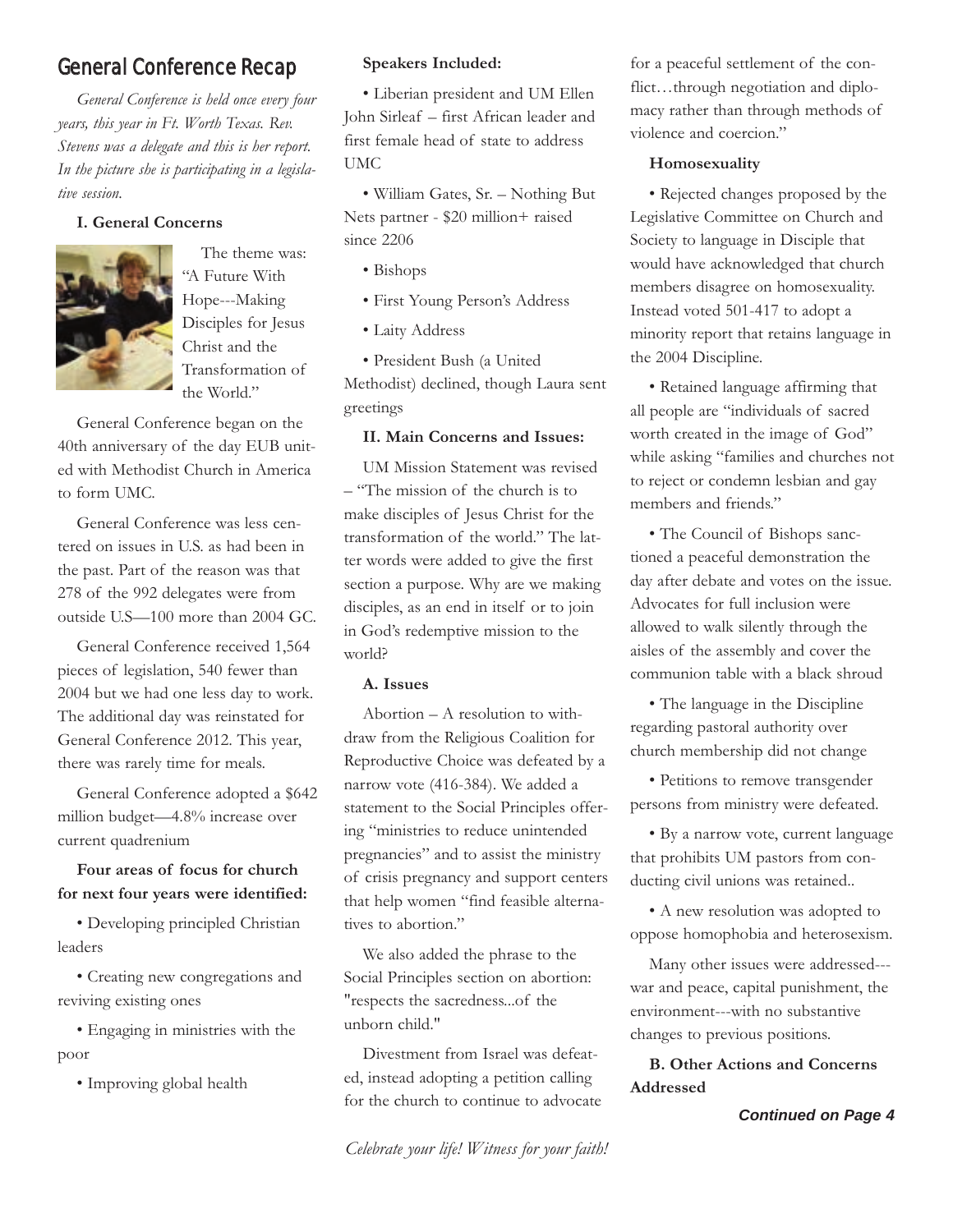## General Conference Recap

*General Conference is held once every four years, this year in Ft. Worth Texas. Rev. Stevens was a delegate and this is her report. In the picture she is participating in a legislative session.*

**I. General Concerns**

The theme was: "A Future With Hope---Making Disciples for Jesus Christ and the Transformation of the World."

General Conference began on the 40th anniversary of the day EUB united with Methodist Church in America to form UMC.

General Conference was less centered on issues in U.S. as had been in the past. Part of the reason was that 278 of the 992 delegates were from outside U.S—100 more than 2004 GC.

General Conference received 1,564 pieces of legislation, 540 fewer than 2004 but we had one less day to work. The additional day was reinstated for General Conference 2012. This year, there was rarely time for meals.

General Conference adopted a $642 million budget—4.8% increase over current quadrenium

**Four areas of focus for church for next four years were identified:**

- Developing principled Christian leaders
- Creating new congregations and reviving existing ones
- Engaging in ministries with the poor
- Improving global health

**Speakers Included:**

- Liberian president and UM Ellen John Sirleaf – first African leader and first female head of state to address UMC
- William Gates, Sr. – Nothing But Nets partner - $20 million+ raised since 2206
- Bishops
- First Young Person's Address
- Laity Address
- President Bush (a United Methodist) declined, though Laura sent greetings

**II. Main Concerns and Issues:**

UM Mission Statement was revised – "The mission of the church is to make disciples of Jesus Christ for the transformation of the world." The latter words were added to give the first section a purpose. Why are we making disciples, as an end in itself or to join in God's redemptive mission to the world?

**A. Issues**

Abortion – A resolution to withdraw from the Religious Coalition for Reproductive Choice was defeated by a narrow vote (416-384). We added a statement to the Social Principles offering "ministries to reduce unintended pregnancies" and to assist the ministry of crisis pregnancy and support centers that help women "find feasible alternatives to abortion."

We also added the phrase to the Social Principles section on abortion: "respects the sacredness...of the unborn child."

Divestment from Israel was defeated, instead adopting a petition calling for the church to continue to advocate for a peaceful settlement of the conflict…through negotiation and diplomacy rather than through methods of violence and coercion."

**Homosexuality**

- Rejected changes proposed by the Legislative Committee on Church and Society to language in Disciple that would have acknowledged that church members disagree on homosexuality. Instead voted 501-417 to adopt a minority report that retains language in the 2004 Discipline.
- Retained language affirming that all people are "individuals of sacred worth created in the image of God" while asking "families and churches not to reject or condemn lesbian and gay members and friends."
- The Council of Bishops sanctioned a peaceful demonstration the day after debate and votes on the issue. Advocates for full inclusion were allowed to walk silently through the aisles of the assembly and cover the communion table with a black shroud
- The language in the Discipline regarding pastoral authority over church membership did not change
- Petitions to remove transgender persons from ministry were defeated.
- By a narrow vote, current language that prohibits UM pastors from conducting civil unions was retained..
- A new resolution was adopted to oppose homophobia and heterosexism.

Many other issues were addressed---war and peace, capital punishment, the environment---with no substantive changes to previous positions.

**B. Other Actions and Concerns Addressed**

***Continued on Page 4***

*Celebrate your life! Witness for your faith!*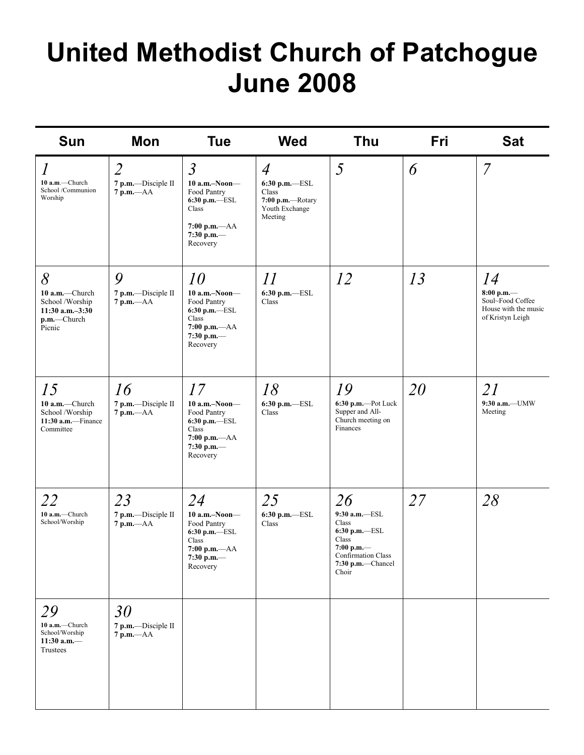# United Methodist Church of Patchogue June 2008

| Sun | Mon | Tue | Wed | Thu | Fri | Sat |
|---|---|---|---|---|---|---|
| *1*<br>**10 a.m.**—Church School /Communion Worship | *2*<br>**7 p.m.**—Disciple II<br>**7 p.m.**—AA | *3*<br>**10 a.m.–Noon**—Food Pantry<br>**6:30 p.m.**—ESL Class<br>**7:00 p.m.**—AA<br>**7:30 p.m.**—Recovery | *4*<br>**6:30 p.m.**—ESL Class<br>**7:00 p.m.**—Rotary Youth Exchange Meeting | *5* | *6* | *7* |
| *8*<br>**10 a.m.**—Church School /Worship<br>**11:30 a.m.–3:30 p.m.**—Church Picnic | *9*<br>**7 p.m.**—Disciple II<br>**7 p.m.**—AA | *10*<br>**10 a.m.–Noon**—Food Pantry<br>**6:30 p.m.**—ESL Class<br>**7:00 p.m.**—AA<br>**7:30 p.m.**—Recovery | *11*<br>**6:30 p.m.**—ESL Class | *12* | *13* | *14*<br>**8:00 p.m.**—Soul~Food Coffee House with the music of Kristyn Leigh |
| *15*<br>**10 a.m.**—Church School /Worship<br>**11:30 a.m.**—Finance Committee | *16*<br>**7 p.m.**—Disciple II<br>**7 p.m.**—AA | *17*<br>**10 a.m.–Noon**—Food Pantry<br>**6:30 p.m.**—ESL Class<br>**7:00 p.m.**—AA<br>**7:30 p.m.**—Recovery | *18*<br>**6:30 p.m.**—ESL Class | *19*<br>**6:30 p.m.**—Pot Luck Supper and All-Church meeting on Finances | *20* | *21*<br>**9:30 a.m.**—UMW Meeting |
| *22*<br>**10 a.m.**—Church School/Worship | *23*<br>**7 p.m.**—Disciple II<br>**7 p.m.**—AA | *24*<br>**10 a.m.–Noon**—Food Pantry<br>**6:30 p.m.**—ESL Class<br>**7:00 p.m.**—AA<br>**7:30 p.m.**—Recovery | *25*<br>**6:30 p.m.**—ESL Class | *26*<br>**9:30 a.m.**—ESL Class<br>**6:30 p.m.**—ESL Class<br>**7:00 p.m.**—Confirmation Class<br>**7:30 p.m.**—Chancel Choir | *27* | *28* |
| *29*<br>**10 a.m.**—Church School/Worship<br>**11:30 a.m.**—Trustees | *30*<br>**7 p.m.**—Disciple II<br>**7 p.m.**—AA | | | | | |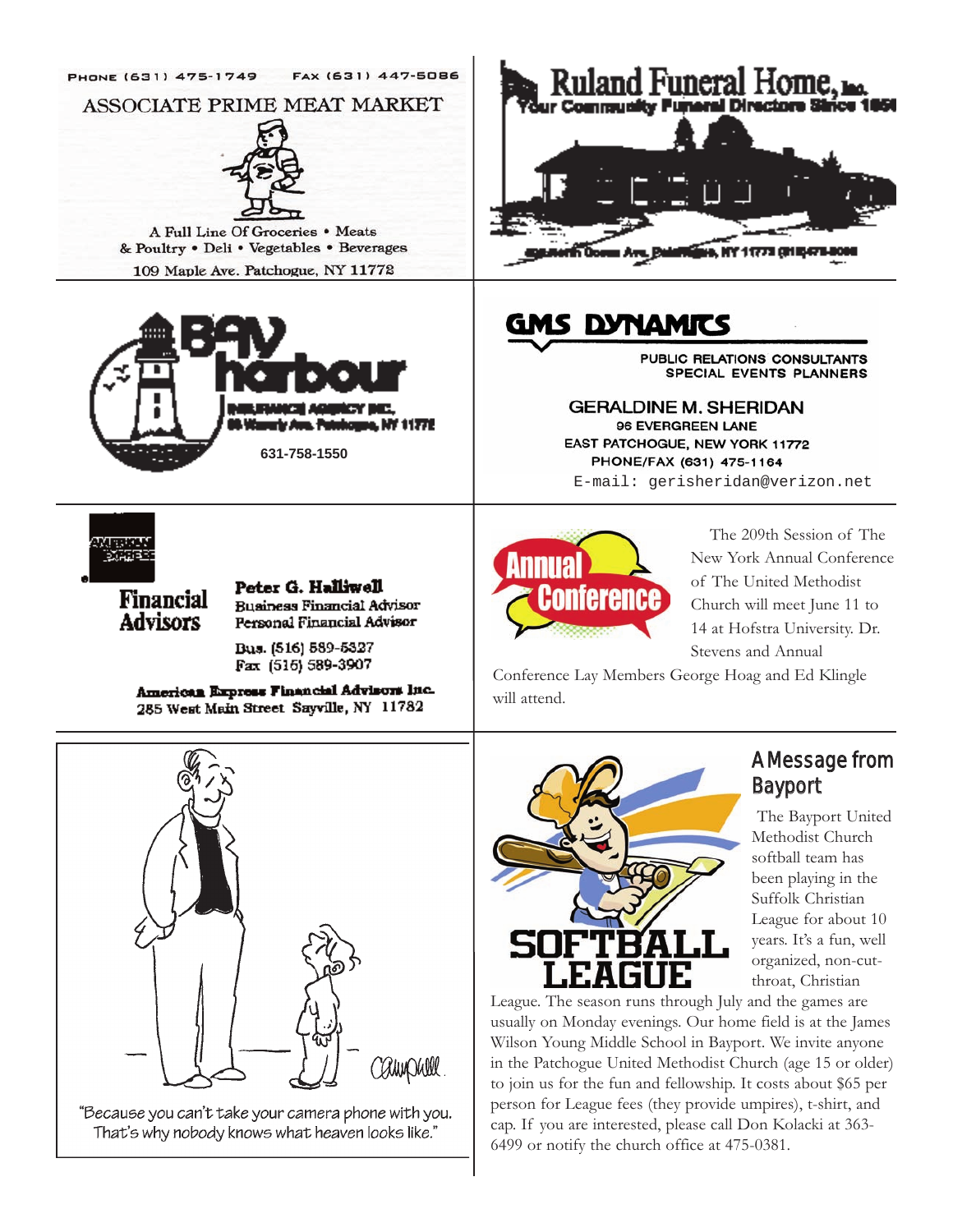PHONE (631) 475-1749 FAX (631) 447-5086

ASSOCIATE PRIME MEAT MARKET

A Full Line Of Groceries • Meats & Poultry • Deli • Vegetables • Beverages

109 Maple Ave. Patchogue, NY 11772

Ruland Funeral Home, Inc.

Your Community Funeral Directors Since 1850

North Ocean Ave, Patchogue, NY 11772 (631)475-0086

Bay harbour

INSURANCE AGENCY INC.

Waverly Ave. Patchogue, NY 11772

631-758-1550

GMS DYNAMICS

PUBLIC RELATIONS CONSULTANTS
SPECIAL EVENTS PLANNERS

GERALDINE M. SHERIDAN
96 EVERGREEN LANE
EAST PATCHOGUE, NEW YORK 11772
PHONE/FAX (631) 475-1164
E-mail: gerisheridan@verizon.net

AMERICAN EXPRESS

Financial Advisors

Peter G. Halliwell
Business Financial Advisor
Personal Financial Advisor

Bus. (516) 589-5327
Fax (516) 589-3907

American Express Financial Advisors Inc.
285 West Main Street Sayville, NY 11782

Annual Conference

The 209th Session of The New York Annual Conference of The United Methodist Church will meet June 11 to 14 at Hofstra University. Dr. Stevens and Annual Conference Lay Members George Hoag and Ed Klingle will attend.

"Because you can't take your camera phone with you. That's why nobody knows what heaven looks like."

## A Message from Bayport

SOFTBALL LEAGUE

The Bayport United Methodist Church softball team has been playing in the Suffolk Christian League for about 10 years. It's a fun, well organized, non-cut-throat, Christian League. The season runs through July and the games are usually on Monday evenings. Our home field is at the James Wilson Young Middle School in Bayport. We invite anyone in the Patchogue United Methodist Church (age 15 or older) to join us for the fun and fellowship. It costs about $65 per person for League fees (they provide umpires), t-shirt, and cap. If you are interested, please call Don Kolacki at 363-6499 or notify the church office at 475-0381.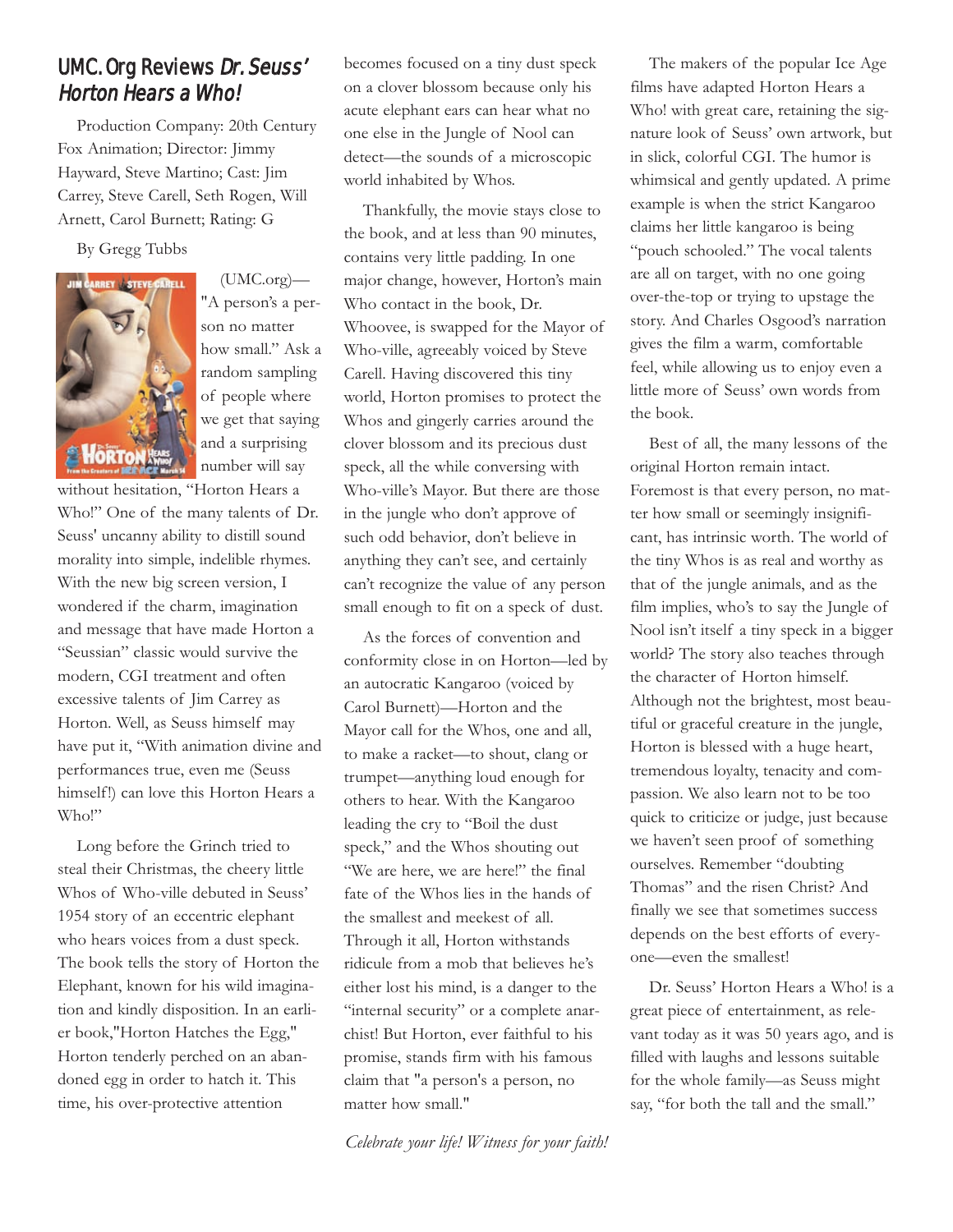## UMC.Org Reviews *Dr. Seuss' Horton Hears a Who!*

Production Company: 20th Century Fox Animation; Director: Jimmy Hayward, Steve Martino; Cast: Jim Carrey, Steve Carell, Seth Rogen, Will Arnett, Carol Burnett; Rating: G

By Gregg Tubbs

(UMC.org)—"A person's a person no matter how small." Ask a random sampling of people where we get that saying and a surprising number will say without hesitation, "Horton Hears a Who!" One of the many talents of Dr. Seuss' uncanny ability to distill sound morality into simple, indelible rhymes. With the new big screen version, I wondered if the charm, imagination and message that have made Horton a "Seussian" classic would survive the modern, CGI treatment and often excessive talents of Jim Carrey as Horton. Well, as Seuss himself may have put it, "With animation divine and performances true, even me (Seuss himself!) can love this Horton Hears a Who!"

Long before the Grinch tried to steal their Christmas, the cheery little Whos of Who-ville debuted in Seuss' 1954 story of an eccentric elephant who hears voices from a dust speck. The book tells the story of Horton the Elephant, known for his wild imagination and kindly disposition. In an earlier book,"Horton Hatches the Egg," Horton tenderly perched on an abandoned egg in order to hatch it. This time, his over-protective attention becomes focused on a tiny dust speck on a clover blossom because only his acute elephant ears can hear what no one else in the Jungle of Nool can detect—the sounds of a microscopic world inhabited by Whos.

Thankfully, the movie stays close to the book, and at less than 90 minutes, contains very little padding. In one major change, however, Horton's main Who contact in the book, Dr. Whoovee, is swapped for the Mayor of Who-ville, agreeably voiced by Steve Carell. Having discovered this tiny world, Horton promises to protect the Whos and gingerly carries around the clover blossom and its precious dust speck, all the while conversing with Who-ville's Mayor. But there are those in the jungle who don't approve of such odd behavior, don't believe in anything they can't see, and certainly can't recognize the value of any person small enough to fit on a speck of dust.

As the forces of convention and conformity close in on Horton—led by an autocratic Kangaroo (voiced by Carol Burnett)—Horton and the Mayor call for the Whos, one and all, to make a racket—to shout, clang or trumpet—anything loud enough for others to hear. With the Kangaroo leading the cry to "Boil the dust speck," and the Whos shouting out "We are here, we are here!" the final fate of the Whos lies in the hands of the smallest and meekest of all. Through it all, Horton withstands ridicule from a mob that believes he's either lost his mind, is a danger to the "internal security" or a complete anarchist! But Horton, ever faithful to his promise, stands firm with his famous claim that "a person's a person, no matter how small."

The makers of the popular Ice Age films have adapted Horton Hears a Who! with great care, retaining the signature look of Seuss' own artwork, but in slick, colorful CGI. The humor is whimsical and gently updated. A prime example is when the strict Kangaroo claims her little kangaroo is being "pouch schooled." The vocal talents are all on target, with no one going over-the-top or trying to upstage the story. And Charles Osgood's narration gives the film a warm, comfortable feel, while allowing us to enjoy even a little more of Seuss' own words from the book.

Best of all, the many lessons of the original Horton remain intact. Foremost is that every person, no matter how small or seemingly insignificant, has intrinsic worth. The world of the tiny Whos is as real and worthy as that of the jungle animals, and as the film implies, who's to say the Jungle of Nool isn't itself a tiny speck in a bigger world? The story also teaches through the character of Horton himself. Although not the brightest, most beautiful or graceful creature in the jungle, Horton is blessed with a huge heart, tremendous loyalty, tenacity and compassion. We also learn not to be too quick to criticize or judge, just because we haven't seen proof of something ourselves. Remember "doubting Thomas" and the risen Christ? And finally we see that sometimes success depends on the best efforts of everyone—even the smallest!

Dr. Seuss' Horton Hears a Who! is a great piece of entertainment, as relevant today as it was 50 years ago, and is filled with laughs and lessons suitable for the whole family—as Seuss might say, "for both the tall and the small."

*Celebrate your life! Witness for your faith!*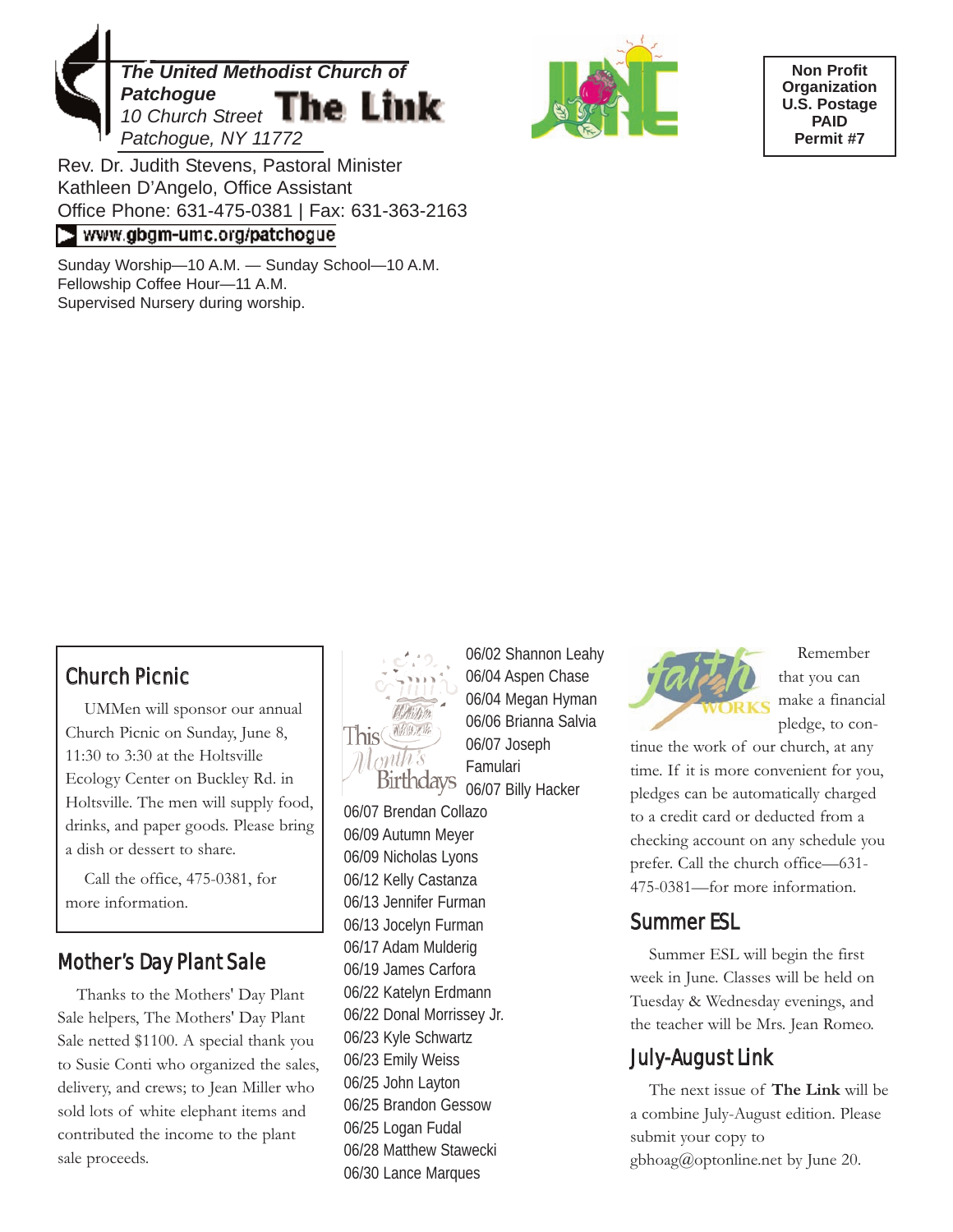**The United Methodist Church of Patchogue**
*10 Church Street*
*Patchogue, NY 11772*

# The Link

JUNE

Non Profit Organization
U.S. Postage
PAID
Permit #7

Rev. Dr. Judith Stevens, Pastoral Minister
Kathleen D'Angelo, Office Assistant
Office Phone: 631-475-0381 | Fax: 631-363-2163
www.gbgm-umc.org/patchogue

Sunday Worship—10 A.M. — Sunday School—10 A.M.
Fellowship Coffee Hour—11 A.M.
Supervised Nursery during worship.

## Church Picnic

UMMen will sponsor our annual Church Picnic on Sunday, June 8, 11:30 to 3:30 at the Holtsville Ecology Center on Buckley Rd. in Holtsville. The men will supply food, drinks, and paper goods. Please bring a dish or dessert to share.

Call the office, 475-0381, for more information.

## Mother's Day Plant Sale

Thanks to the Mothers' Day Plant Sale helpers, The Mothers' Day Plant Sale netted $1100. A special thank you to Susie Conti who organized the sales, delivery, and crews; to Jean Miller who sold lots of white elephant items and contributed the income to the plant sale proceeds.

## This Month's Birthdays

06/02 Shannon Leahy
06/04 Aspen Chase
06/04 Megan Hyman
06/06 Brianna Salvia
06/07 Joseph Famulari
06/07 Billy Hacker
06/07 Brendan Collazo
06/09 Autumn Meyer
06/09 Nicholas Lyons
06/12 Kelly Castanza
06/13 Jennifer Furman
06/13 Jocelyn Furman
06/17 Adam Mulderig
06/19 James Carfora
06/22 Katelyn Erdmann
06/22 Donal Morrissey Jr.
06/23 Kyle Schwartz
06/23 Emily Weiss
06/25 John Layton
06/25 Brandon Gessow
06/25 Logan Fudal
06/28 Matthew Stawecki
06/30 Lance Marques

## Faith Works

Remember that you can make a financial pledge, to continue the work of our church, at any time. If it is more convenient for you, pledges can be automatically charged to a credit card or deducted from a checking account on any schedule you prefer. Call the church office—631-475-0381—for more information.

## Summer ESL

Summer ESL will begin the first week in June. Classes will be held on Tuesday & Wednesday evenings, and the teacher will be Mrs. Jean Romeo.

## July-August Link

The next issue of **The Link** will be a combine July-August edition. Please submit your copy to gbhoag@optonline.net by June 20.